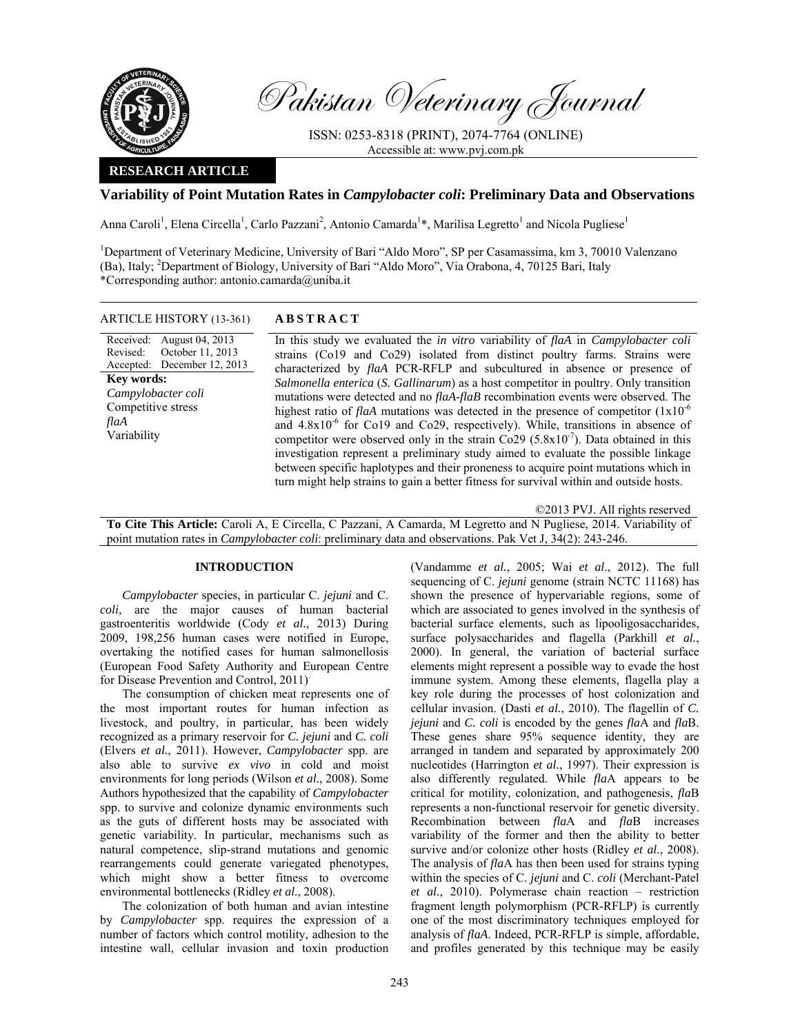# Pakistan Veterinary Journal

ISSN: 0253-8318 (PRINT), 2074-7764 (ONLINE)
Accessible at: www.pvj.com.pk

**RESEARCH ARTICLE**

## Variability of Point Mutation Rates in *Campylobacter coli*: Preliminary Data and Observations

Anna Caroli[1], Elena Circella[1], Carlo Pazzani[2], Antonio Camarda[1]*, Marilisa Legretto[1] and Nicola Pugliese[1]

[1]Department of Veterinary Medicine, University of Bari "Aldo Moro", SP per Casamassima, km 3, 70010 Valenzano (Ba), Italy; [2]Department of Biology, University of Bari "Aldo Moro", Via Orabona, 4, 70125 Bari, Italy
*Corresponding author: antonio.camarda@uniba.it

**ARTICLE HISTORY (13-361)**

Received: August 04, 2013
Revised: October 11, 2013
Accepted: December 12, 2013

**Key words:**
*Campylobacter coli*
Competitive stress
*flaA*
Variability

**ABSTRACT**

In this study we evaluated the *in vitro* variability of *flaA* in *Campylobacter coli* strains (Co19 and Co29) isolated from distinct poultry farms. Strains were characterized by *flaA* PCR-RFLP and subcultured in absence or presence of *Salmonella enterica* (*S. Gallinarum*) as a host competitor in poultry. Only transition mutations were detected and no *flaA-flaB* recombination events were observed. The highest ratio of *flaA* mutations was detected in the presence of competitor ($1x10^{-6}$ and $4.8x10^{-6}$ for Co19 and Co29, respectively). While, transitions in absence of competitor were observed only in the strain Co29 ($5.8x10^{-7}$). Data obtained in this investigation represent a preliminary study aimed to evaluate the possible linkage between specific haplotypes and their proneness to acquire point mutations which in turn might help strains to gain a better fitness for survival within and outside hosts.

©2013 PVJ. All rights reserved

**To Cite This Article:** Caroli A, E Circella, C Pazzani, A Camarda, M Legretto and N Pugliese, 2014. Variability of point mutation rates in *Campylobacter coli*: preliminary data and observations. Pak Vet J, 34(2): 243-246.

### INTRODUCTION

*Campylobacter* species, in particular C. *jejuni* and C. *coli,* are the major causes of human bacterial gastroenteritis worldwide (Cody *et al.*, 2013) During 2009, 198,256 human cases were notified in Europe, overtaking the notified cases for human salmonellosis (European Food Safety Authority and European Centre for Disease Prevention and Control, 2011).

The consumption of chicken meat represents one of the most important routes for human infection as livestock, and poultry, in particular, has been widely recognized as a primary reservoir for *C. jejuni* and *C. coli* (Elvers *et al.*, 2011). However, *Campylobacter* spp. are also able to survive *ex vivo* in cold and moist environments for long periods (Wilson *et al.*, 2008). Some Authors hypothesized that the capability of *Campylobacter* spp. to survive and colonize dynamic environments such as the guts of different hosts may be associated with genetic variability. In particular, mechanisms such as natural competence, slip-strand mutations and genomic rearrangements could generate variegated phenotypes, which might show a better fitness to overcome environmental bottlenecks (Ridley *et al.*, 2008).

The colonization of both human and avian intestine by *Campylobacter* spp. requires the expression of a number of factors which control motility, adhesion to the intestine wall, cellular invasion and toxin production (Vandamme *et al.*, 2005; Wai *et al*., 2012). The full sequencing of C. *jejuni* genome (strain NCTC 11168) has shown the presence of hypervariable regions, some of which are associated to genes involved in the synthesis of bacterial surface elements, such as lipooligosaccharides, surface polysaccharides and flagella (Parkhill *et al.*, 2000). In general, the variation of bacterial surface elements might represent a possible way to evade the host immune system. Among these elements, flagella play a key role during the processes of host colonization and cellular invasion. (Dasti *et al.*, 2010). The flagellin of *C. jejuni* and *C. coli* is encoded by the genes *fla*A and *fla*B. These genes share 95% sequence identity, they are arranged in tandem and separated by approximately 200 nucleotides (Harrington *et al.*, 1997). Their expression is also differently regulated. While *fla*A appears to be critical for motility, colonization, and pathogenesis, *fla*B represents a non-functional reservoir for genetic diversity. Recombination between *fla*A and *fla*B increases variability of the former and then the ability to better survive and/or colonize other hosts (Ridley *et al.*, 2008). The analysis of *fla*A has then been used for strains typing within the species of C. *jejuni* and C. *coli* (Merchant-Patel *et al.*, 2010). Polymerase chain reaction – restriction fragment length polymorphism (PCR-RFLP) is currently one of the most discriminatory techniques employed for analysis of *flaA*. Indeed, PCR-RFLP is simple, affordable, and profiles generated by this technique may be easily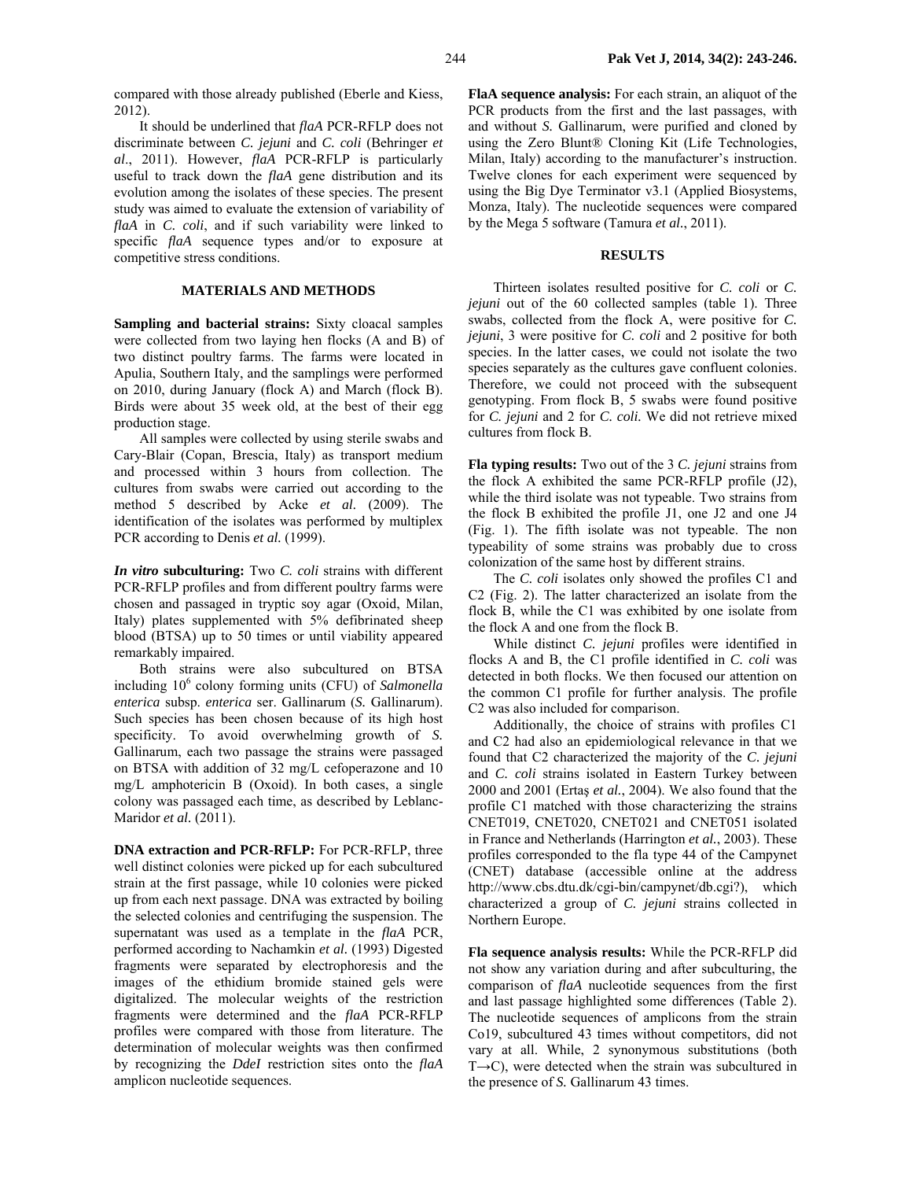compared with those already published (Eberle and Kiess, 2012).

It should be underlined that *flaA* PCR-RFLP does not discriminate between *C. jejuni* and *C. coli* (Behringer *et al*., 2011). However, *flaA* PCR-RFLP is particularly useful to track down the *flaA* gene distribution and its evolution among the isolates of these species. The present study was aimed to evaluate the extension of variability of *flaA* in *C. coli*, and if such variability were linked to specific *flaA* sequence types and/or to exposure at competitive stress conditions.

## MATERIALS AND METHODS

**Sampling and bacterial strains:** Sixty cloacal samples were collected from two laying hen flocks (A and B) of two distinct poultry farms. The farms were located in Apulia, Southern Italy, and the samplings were performed on 2010, during January (flock A) and March (flock B). Birds were about 35 week old, at the best of their egg production stage.

All samples were collected by using sterile swabs and Cary-Blair (Copan, Brescia, Italy) as transport medium and processed within 3 hours from collection. The cultures from swabs were carried out according to the method 5 described by Acke *et al.* (2009). The identification of the isolates was performed by multiplex PCR according to Denis *et al.* (1999).

***In vitro* subculturing:** Two *C. coli* strains with different PCR-RFLP profiles and from different poultry farms were chosen and passaged in tryptic soy agar (Oxoid, Milan, Italy) plates supplemented with 5% defibrinated sheep blood (BTSA) up to 50 times or until viability appeared remarkably impaired.

Both strains were also subcultured on BTSA including $10^6$ colony forming units (CFU) of *Salmonella enterica* subsp. *enterica* ser. Gallinarum (*S.* Gallinarum). Such species has been chosen because of its high host specificity. To avoid overwhelming growth of *S.* Gallinarum, each two passage the strains were passaged on BTSA with addition of 32 mg/L cefoperazone and 10 mg/L amphotericin B (Oxoid). In both cases, a single colony was passaged each time, as described by Leblanc-Maridor *et al.* (2011).

**DNA extraction and PCR-RFLP:** For PCR-RFLP, three well distinct colonies were picked up for each subcultured strain at the first passage, while 10 colonies were picked up from each next passage. DNA was extracted by boiling the selected colonies and centrifuging the suspension. The supernatant was used as a template in the *flaA* PCR, performed according to Nachamkin *et al.* (1993) Digested fragments were separated by electrophoresis and the images of the ethidium bromide stained gels were digitalized. The molecular weights of the restriction fragments were determined and the *flaA* PCR-RFLP profiles were compared with those from literature. The determination of molecular weights was then confirmed by recognizing the *DdeI* restriction sites onto the *flaA* amplicon nucleotide sequences.

**FlaA sequence analysis:** For each strain, an aliquot of the PCR products from the first and the last passages, with and without *S.* Gallinarum, were purified and cloned by using the Zero Blunt® Cloning Kit (Life Technologies, Milan, Italy) according to the manufacturer's instruction. Twelve clones for each experiment were sequenced by using the Big Dye Terminator v3.1 (Applied Biosystems, Monza, Italy). The nucleotide sequences were compared by the Mega 5 software (Tamura *et al.*, 2011).

## RESULTS

Thirteen isolates resulted positive for *C. coli* or *C. jejuni* out of the 60 collected samples (table 1). Three swabs, collected from the flock A, were positive for *C. jejuni*, 3 were positive for *C. coli* and 2 positive for both species. In the latter cases, we could not isolate the two species separately as the cultures gave confluent colonies. Therefore, we could not proceed with the subsequent genotyping. From flock B, 5 swabs were found positive for *C. jejuni* and 2 for *C. coli.* We did not retrieve mixed cultures from flock B.

**Fla typing results:** Two out of the 3 *C. jejuni* strains from the flock A exhibited the same PCR-RFLP profile (J2), while the third isolate was not typeable. Two strains from the flock B exhibited the profile J1, one J2 and one J4 (Fig. 1). The fifth isolate was not typeable. The non typeability of some strains was probably due to cross colonization of the same host by different strains.

The *C. coli* isolates only showed the profiles C1 and C2 (Fig. 2). The latter characterized an isolate from the flock B, while the C1 was exhibited by one isolate from the flock A and one from the flock B.

While distinct *C. jejuni* profiles were identified in flocks A and B, the C1 profile identified in *C. coli* was detected in both flocks. We then focused our attention on the common C1 profile for further analysis. The profile C2 was also included for comparison.

Additionally, the choice of strains with profiles C1 and C2 had also an epidemiological relevance in that we found that C2 characterized the majority of the *C. jejuni* and *C. coli* strains isolated in Eastern Turkey between 2000 and 2001 (Ertaş *et al.*, 2004). We also found that the profile C1 matched with those characterizing the strains CNET019, CNET020, CNET021 and CNET051 isolated in France and Netherlands (Harrington *et al.*, 2003). These profiles corresponded to the fla type 44 of the Campynet (CNET) database (accessible online at the address http://www.cbs.dtu.dk/cgi-bin/campynet/db.cgi?), which characterized a group of *C. jejuni* strains collected in Northern Europe.

**Fla sequence analysis results:** While the PCR-RFLP did not show any variation during and after subculturing, the comparison of *flaA* nucleotide sequences from the first and last passage highlighted some differences (Table 2). The nucleotide sequences of amplicons from the strain Co19, subcultured 43 times without competitors, did not vary at all. While, 2 synonymous substitutions (both T→C), were detected when the strain was subcultured in the presence of *S.* Gallinarum 43 times.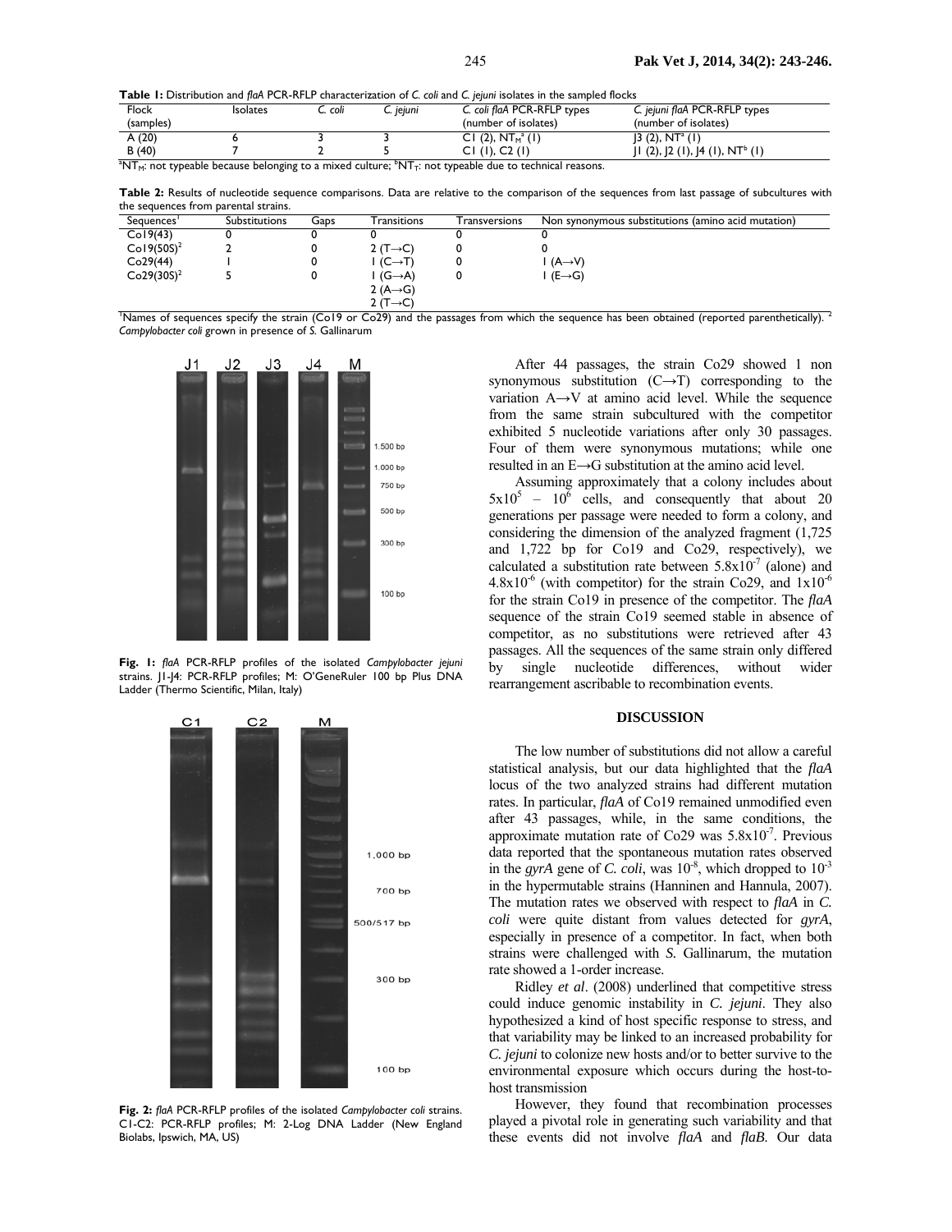**Table 1:** Distribution and *flaA* PCR-RFLP characterization of *C. coli* and *C. jejuni* isolates in the sampled flocks

| Flock (samples) | Isolates | *C. coli* | *C. jejuni* | *C. coli flaA* PCR-RFLP types (number of isolates) | *C. jejuni flaA* PCR-RFLP types (number of isolates) |
|---|---|---|---|---|---|
| A (20) | 6 | 3 | 3 | C1 (2), $NT_M^a$ (1) | J3 (2), $NT^a$ (1) |
| B (40) | 7 | 2 | 5 | C1 (1), C2 (1) | J1 (2), J2 (1), J4 (1), $NT^b$ (1) |

$^a NT_M$: not typeable because belonging to a mixed culture; $^b NT_T$: not typeable due to technical reasons.

**Table 2:** Results of nucleotide sequence comparisons. Data are relative to the comparison of the sequences from last passage of subcultures with the sequences from parental strains.

| Sequences[1] | Substitutions | Gaps | Transitions | Transversions | Non synonymous substitutions (amino acid mutation) |
|---|---|---|---|---|---|
| Co19(43) | 0 | 0 | 0 | 0 | 0 |
| Co19(50S)[2] | 2 | 0 | 2 (T→C) | 0 | 0 |
| Co29(44) | 1 | 0 | 1 (C→T) | 0 | 1 (A→V) |
| Co29(30S)[2] | 5 | 0 | 1 (G→A)<br>2 (A→G)<br>2 (T→C) | 0 | 1 (E→G) |

[1]Names of sequences specify the strain (Co19 or Co29) and the passages from which the sequence has been obtained (reported parenthetically). [2] *Campylobacter coli* grown in presence of *S.* Gallinarum

**Fig. 1:** *flaA* PCR-RFLP profiles of the isolated *Campylobacter jejuni* strains. J1-J4: PCR-RFLP profiles; M: O'GeneRuler 100 bp Plus DNA Ladder (Thermo Scientific, Milan, Italy)

**Fig. 2:** *flaA* PCR-RFLP profiles of the isolated *Campylobacter coli* strains. C1-C2: PCR-RFLP profiles; M: 2-Log DNA Ladder (New England Biolabs, Ipswich, MA, US)

After 44 passages, the strain Co29 showed 1 non synonymous substitution (C→T) corresponding to the variation A→V at amino acid level. While the sequence from the same strain subcultured with the competitor exhibited 5 nucleotide variations after only 30 passages. Four of them were synonymous mutations; while one resulted in an E→G substitution at the amino acid level.

Assuming approximately that a colony includes about $5x10^5$ – $10^6$ cells, and consequently that about 20 generations per passage were needed to form a colony, and considering the dimension of the analyzed fragment (1,725 and 1,722 bp for Co19 and Co29, respectively), we calculated a substitution rate between $5.8x10^{-7}$ (alone) and $4.8x10^{-6}$ (with competitor) for the strain Co29, and $1x10^{-6}$ for the strain Co19 in presence of the competitor. The *flaA* sequence of the strain Co19 seemed stable in absence of competitor, as no substitutions were retrieved after 43 passages. All the sequences of the same strain only differed by single nucleotide differences, without wider rearrangement ascribable to recombination events.

## DISCUSSION

The low number of substitutions did not allow a careful statistical analysis, but our data highlighted that the *flaA* locus of the two analyzed strains had different mutation rates. In particular, *flaA* of Co19 remained unmodified even after 43 passages, while, in the same conditions, the approximate mutation rate of Co29 was $5.8x10^{-7}$. Previous data reported that the spontaneous mutation rates observed in the *gyrA* gene of *C. coli*, was $10^{-8}$, which dropped to $10^{-3}$ in the hypermutable strains (Hanninen and Hannula, 2007). The mutation rates we observed with respect to *flaA* in *C. coli* were quite distant from values detected for *gyrA*, especially in presence of a competitor. In fact, when both strains were challenged with *S.* Gallinarum, the mutation rate showed a 1-order increase.

Ridley *et al*. (2008) underlined that competitive stress could induce genomic instability in *C. jejuni*. They also hypothesized a kind of host specific response to stress, and that variability may be linked to an increased probability for *C. jejuni* to colonize new hosts and/or to better survive to the environmental exposure which occurs during the host-to-host transmission

However, they found that recombination processes played a pivotal role in generating such variability and that these events did not involve *flaA* and *flaB*. Our data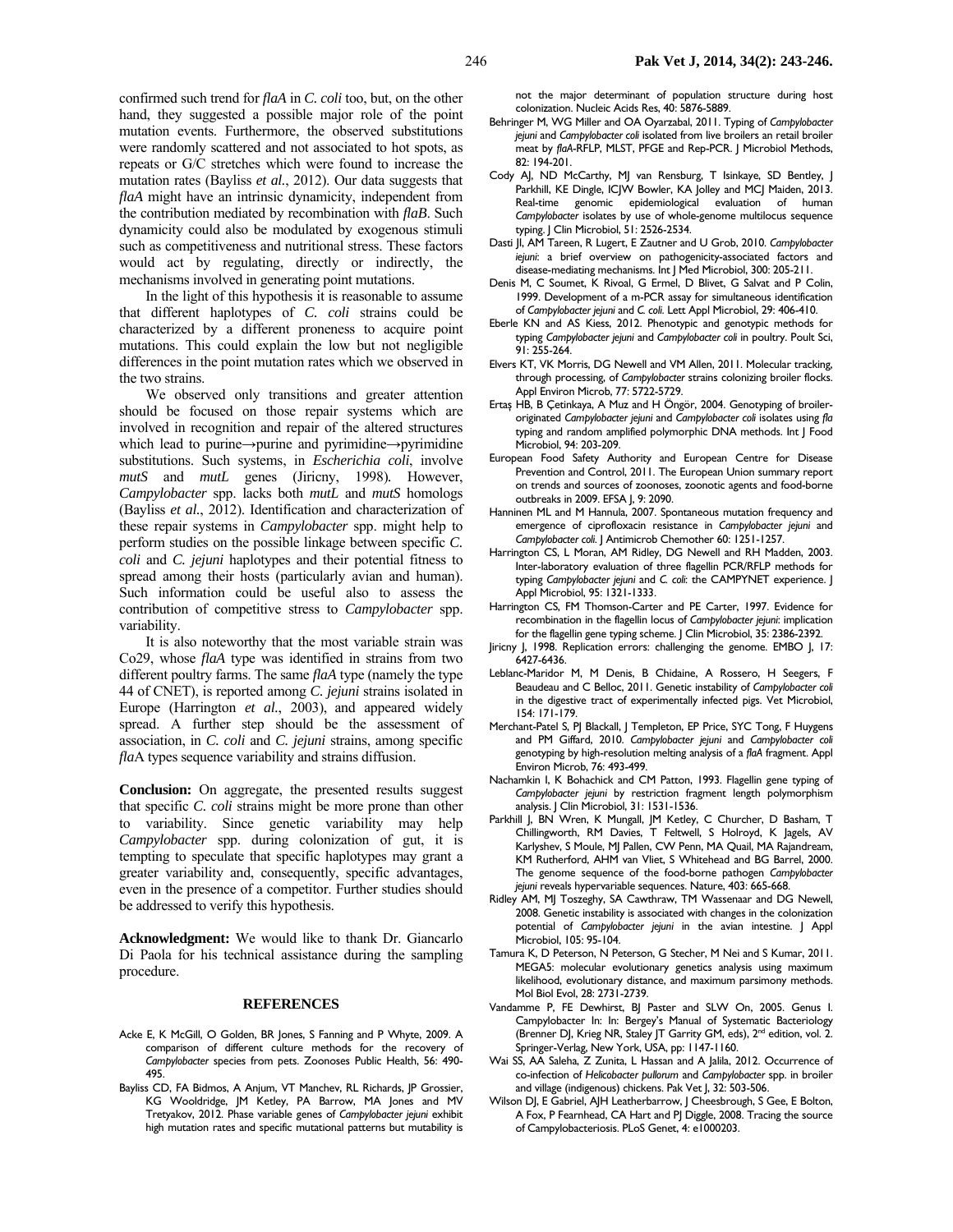confirmed such trend for *flaA* in *C. coli* too, but, on the other hand, they suggested a possible major role of the point mutation events. Furthermore, the observed substitutions were randomly scattered and not associated to hot spots, as repeats or G/C stretches which were found to increase the mutation rates (Bayliss *et al.*, 2012). Our data suggests that *flaA* might have an intrinsic dynamicity, independent from the contribution mediated by recombination with *flaB*. Such dynamicity could also be modulated by exogenous stimuli such as competitiveness and nutritional stress. These factors would act by regulating, directly or indirectly, the mechanisms involved in generating point mutations.

In the light of this hypothesis it is reasonable to assume that different haplotypes of *C. coli* strains could be characterized by a different proneness to acquire point mutations. This could explain the low but not negligible differences in the point mutation rates which we observed in the two strains.

We observed only transitions and greater attention should be focused on those repair systems which are involved in recognition and repair of the altered structures which lead to purine→purine and pyrimidine→pyrimidine substitutions. Such systems, in *Escherichia coli*, involve *mutS* and *mutL* genes (Jiricny, 1998). However, *Campylobacter* spp. lacks both *mutL* and *mutS* homologs (Bayliss *et al.*, 2012). Identification and characterization of these repair systems in *Campylobacter* spp. might help to perform studies on the possible linkage between specific *C. coli* and *C. jejuni* haplotypes and their potential fitness to spread among their hosts (particularly avian and human). Such information could be useful also to assess the contribution of competitive stress to *Campylobacter* spp. variability.

It is also noteworthy that the most variable strain was Co29, whose *flaA* type was identified in strains from two different poultry farms. The same *flaA* type (namely the type 44 of CNET), is reported among *C. jejuni* strains isolated in Europe (Harrington *et al.*, 2003), and appeared widely spread. A further step should be the assessment of association, in *C. coli* and *C. jejuni* strains, among specific *fla*A types sequence variability and strains diffusion.

**Conclusion:** On aggregate, the presented results suggest that specific *C. coli* strains might be more prone than other to variability. Since genetic variability may help *Campylobacter* spp. during colonization of gut, it is tempting to speculate that specific haplotypes may grant a greater variability and, consequently, specific advantages, even in the presence of a competitor. Further studies should be addressed to verify this hypothesis.

**Acknowledgment:** We would like to thank Dr. Giancarlo Di Paola for his technical assistance during the sampling procedure.

## REFERENCES

Acke E, K McGill, O Golden, BR Jones, S Fanning and P Whyte, 2009. A comparison of different culture methods for the recovery of *Campylobacter* species from pets. Zoonoses Public Health, 56: 490-495.

Bayliss CD, FA Bidmos, A Anjum, VT Manchev, RL Richards, JP Grossier, KG Wooldridge, JM Ketley, PA Barrow, MA Jones and MV Tretyakov, 2012. Phase variable genes of *Campylobacter jejuni* exhibit high mutation rates and specific mutational patterns but mutability is not the major determinant of population structure during host colonization. Nucleic Acids Res, 40: 5876-5889.

Behringer M, WG Miller and OA Oyarzabal, 2011. Typing of *Campylobacter jejuni* and *Campylobacter coli* isolated from live broilers an retail broiler meat by *flaA*-RFLP, MLST, PFGE and Rep-PCR. J Microbiol Methods, 82: 194-201.

Cody AJ, ND McCarthy, MJ van Rensburg, T Isinkaye, SD Bentley, J Parkhill, KE Dingle, ICJW Bowler, KA Jolley and MCJ Maiden, 2013. Real-time genomic epidemiological evaluation of human *Campylobacter* isolates by use of whole-genome multilocus sequence typing. J Clin Microbiol, 51: 2526-2534.

Dasti JI, AM Tareen, R Lugert, E Zautner and U Grob, 2010. *Campylobacter jejuni*: a brief overview on pathogenicity-associated factors and disease-mediating mechanisms. Int J Med Microbiol, 300: 205-211.

Denis M, C Soumet, K Rivoal, G Ermel, D Blivet, G Salvat and P Colin, 1999. Development of a m-PCR assay for simultaneous identification of *Campylobacter jejuni* and *C. coli*. Lett Appl Microbiol, 29: 406-410.

Eberle KN and AS Kiess, 2012. Phenotypic and genotypic methods for typing *Campylobacter jejuni* and *Campylobacter coli* in poultry. Poult Sci, 91: 255-264.

Elvers KT, VK Morris, DG Newell and VM Allen, 2011. Molecular tracking, through processing, of *Campylobacter* strains colonizing broiler flocks. Appl Environ Microb, 77: 5722-5729.

Ertaş HB, B Çetinkaya, A Muz and H Öngör, 2004. Genotyping of broiler-originated *Campylobacter jejuni* and *Campylobacter coli* isolates using *fla* typing and random amplified polymorphic DNA methods. Int J Food Microbiol, 94: 203-209.

European Food Safety Authority and European Centre for Disease Prevention and Control, 2011. The European Union summary report on trends and sources of zoonoses, zoonotic agents and food-borne outbreaks in 2009. EFSA J, 9: 2090.

Hanninen ML and M Hannula, 2007. Spontaneous mutation frequency and emergence of ciprofloxacin resistance in *Campylobacter jejuni* and *Campylobacter coli*. J Antimicrob Chemother 60: 1251-1257.

Harrington CS, L Moran, AM Ridley, DG Newell and RH Madden, 2003. Inter-laboratory evaluation of three flagellin PCR/RFLP methods for typing *Campylobacter jejuni* and *C. coli*: the CAMPYNET experience. J Appl Microbiol, 95: 1321-1333.

Harrington CS, FM Thomson-Carter and PE Carter, 1997. Evidence for recombination in the flagellin locus of *Campylobacter jejuni*: implication for the flagellin gene typing scheme. J Clin Microbiol, 35: 2386-2392.

Jiricny J, 1998. Replication errors: challenging the genome. EMBO J, 17: 6427-6436.

Leblanc-Maridor M, M Denis, B Chidaine, A Rossero, H Seegers, F Beaudeau and C Belloc, 2011. Genetic instability of *Campylobacter coli* in the digestive tract of experimentally infected pigs. Vet Microbiol, 154: 171-179.

Merchant-Patel S, PJ Blackall, J Templeton, EP Price, SYC Tong, F Huygens and PM Giffard, 2010. *Campylobacter jejuni* and *Campylobacter coli* genotyping by high-resolution melting analysis of a *flaA* fragment. Appl Environ Microb, 76: 493-499.

Nachamkin I, K Bohachick and CM Patton, 1993. Flagellin gene typing of *Campylobacter jejuni* by restriction fragment length polymorphism analysis. J Clin Microbiol, 31: 1531-1536.

Parkhill J, BN Wren, K Mungall, JM Ketley, C Churcher, D Basham, T Chillingworth, RM Davies, T Feltwell, S Holroyd, K Jagels, AV Karlyshev, S Moule, MJ Pallen, CW Penn, MA Quail, MA Rajandream, KM Rutherford, AHM van Vliet, S Whitehead and BG Barrel, 2000. The genome sequence of the food-borne pathogen *Campylobacter jejuni* reveals hypervariable sequences. Nature, 403: 665-668.

Ridley AM, MJ Toszeghy, SA Cawthraw, TM Wassenaar and DG Newell, 2008. Genetic instability is associated with changes in the colonization potential of *Campylobacter jejuni* in the avian intestine. J Appl Microbiol, 105: 95-104.

Tamura K, D Peterson, N Peterson, G Stecher, M Nei and S Kumar, 2011. MEGA5: molecular evolutionary genetics analysis using maximum likelihood, evolutionary distance, and maximum parsimony methods. Mol Biol Evol, 28: 2731-2739.

Vandamme P, FE Dewhirst, BJ Paster and SLW On, 2005. Genus I. Campylobacter In: In: Bergey's Manual of Systematic Bacteriology (Brenner DJ, Krieg NR, Staley JT Garrity GM, eds), 2nd edition, vol. 2. Springer-Verlag, New York, USA, pp: 1147-1160.

Wai SS, AA Saleha, Z Zunita, L Hassan and A Jalila, 2012. Occurrence of co-infection of *Helicobacter pullorum* and *Campylobacter* spp. in broiler and village (indigenous) chickens. Pak Vet J, 32: 503-506.

Wilson DJ, E Gabriel, AJH Leatherbarrow, J Cheesbrough, S Gee, E Bolton, A Fox, P Fearnhead, CA Hart and PJ Diggle, 2008. Tracing the source of Campylobacteriosis. PLoS Genet, 4: e1000203.